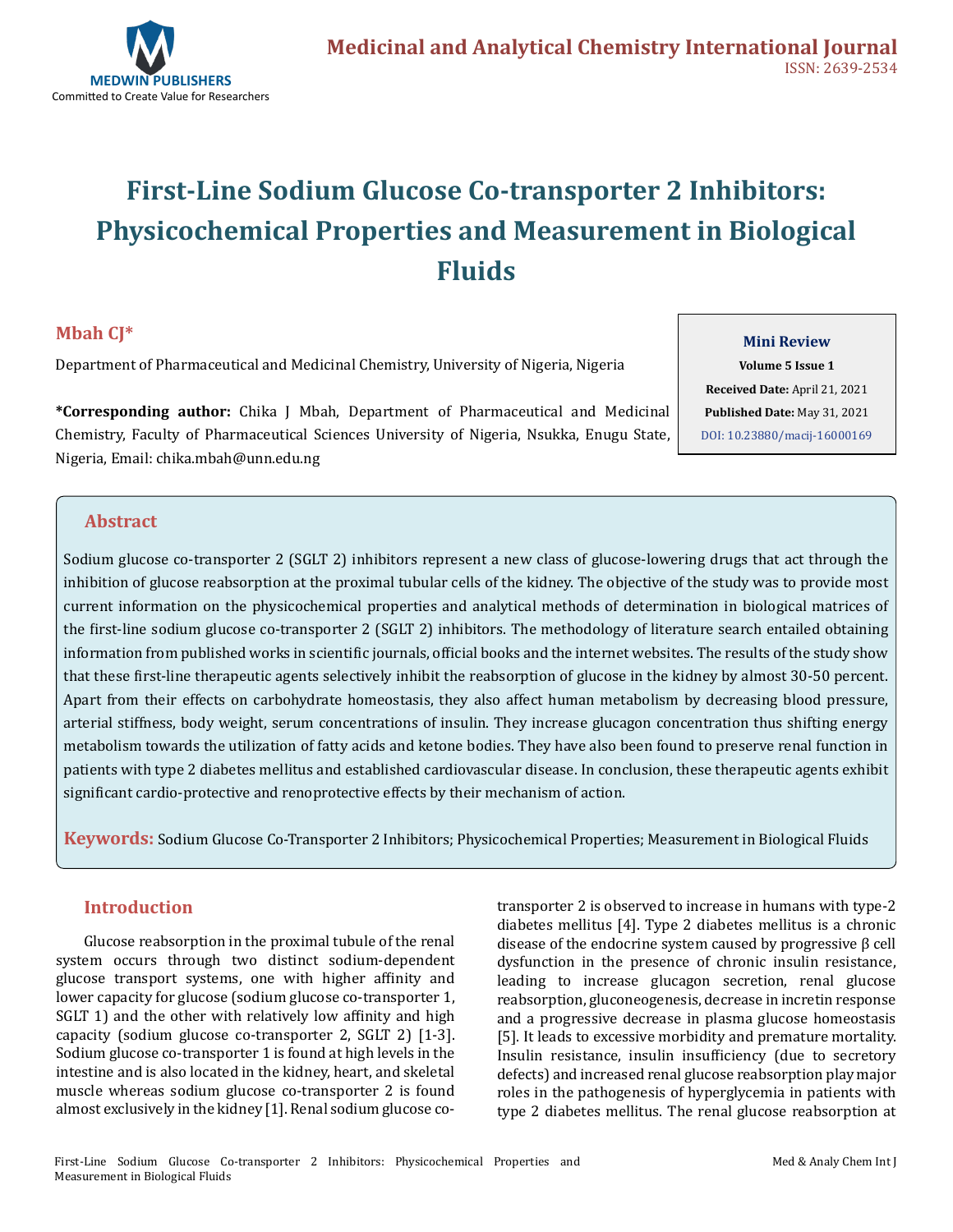# First-Line Sodium Glucose Co-transporter 2 Inhibitors: Physicochemical Properties and Measurement in Biological Fluids

**Mbah CJ***

Department of Pharmaceutical and Medicinal Chemistry, University of Nigeria, Nigeria

**\*Corresponding author:** Chika J Mbah, Department of Pharmaceutical and Medicinal Chemistry, Faculty of Pharmaceutical Sciences University of Nigeria, Nsukka, Enugu State, Nigeria, Email: chika.mbah@unn.edu.ng

**Mini Review**
**Volume 5 Issue 1**
**Received Date:** April 21, 2021
**Published Date:** May 31, 2021
DOI: 10.23880/macij-16000169

## Abstract

Sodium glucose co-transporter 2 (SGLT 2) inhibitors represent a new class of glucose-lowering drugs that act through the inhibition of glucose reabsorption at the proximal tubular cells of the kidney. The objective of the study was to provide most current information on the physicochemical properties and analytical methods of determination in biological matrices of the first-line sodium glucose co-transporter 2 (SGLT 2) inhibitors. The methodology of literature search entailed obtaining information from published works in scientific journals, official books and the internet websites. The results of the study show that these first-line therapeutic agents selectively inhibit the reabsorption of glucose in the kidney by almost 30-50 percent. Apart from their effects on carbohydrate homeostasis, they also affect human metabolism by decreasing blood pressure, arterial stiffness, body weight, serum concentrations of insulin. They increase glucagon concentration thus shifting energy metabolism towards the utilization of fatty acids and ketone bodies. They have also been found to preserve renal function in patients with type 2 diabetes mellitus and established cardiovascular disease. In conclusion, these therapeutic agents exhibit significant cardio-protective and renoprotective effects by their mechanism of action.

**Keywords:** Sodium Glucose Co-Transporter 2 Inhibitors; Physicochemical Properties; Measurement in Biological Fluids

## Introduction

Glucose reabsorption in the proximal tubule of the renal system occurs through two distinct sodium-dependent glucose transport systems, one with higher affinity and lower capacity for glucose (sodium glucose co-transporter 1, SGLT 1) and the other with relatively low affinity and high capacity (sodium glucose co-transporter 2, SGLT 2) [1-3]. Sodium glucose co-transporter 1 is found at high levels in the intestine and is also located in the kidney, heart, and skeletal muscle whereas sodium glucose co-transporter 2 is found almost exclusively in the kidney [1]. Renal sodium glucose co-transporter 2 is observed to increase in humans with type-2 diabetes mellitus [4]. Type 2 diabetes mellitus is a chronic disease of the endocrine system caused by progressive β cell dysfunction in the presence of chronic insulin resistance, leading to increase glucagon secretion, renal glucose reabsorption, gluconeogenesis, decrease in incretin response and a progressive decrease in plasma glucose homeostasis [5]. It leads to excessive morbidity and premature mortality. Insulin resistance, insulin insufficiency (due to secretory defects) and increased renal glucose reabsorption play major roles in the pathogenesis of hyperglycemia in patients with type 2 diabetes mellitus. The renal glucose reabsorption at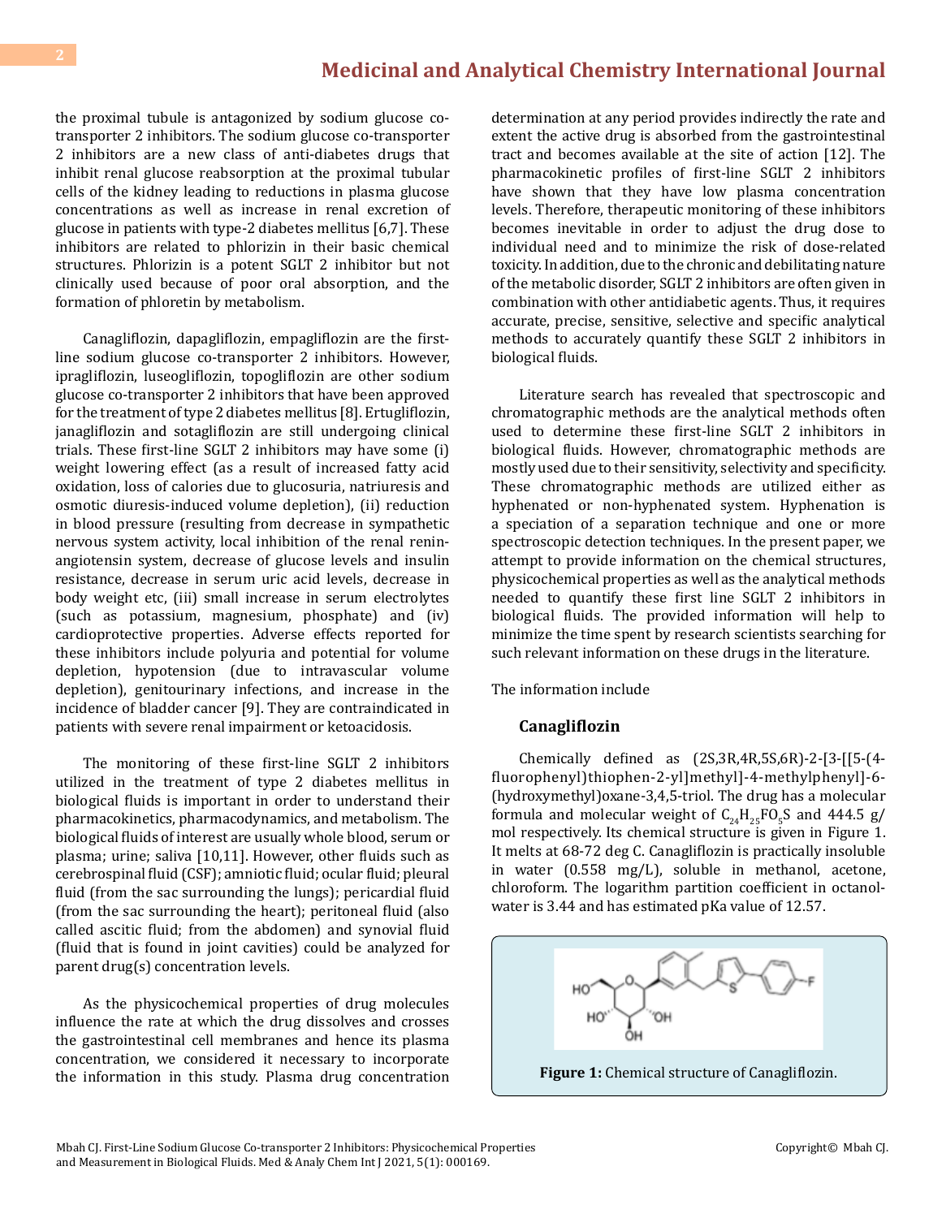the proximal tubule is antagonized by sodium glucose co-transporter 2 inhibitors. The sodium glucose co-transporter 2 inhibitors are a new class of anti-diabetes drugs that inhibit renal glucose reabsorption at the proximal tubular cells of the kidney leading to reductions in plasma glucose concentrations as well as increase in renal excretion of glucose in patients with type-2 diabetes mellitus [6,7]. These inhibitors are related to phlorizin in their basic chemical structures. Phlorizin is a potent SGLT 2 inhibitor but not clinically used because of poor oral absorption, and the formation of phloretin by metabolism.

Canagliflozin, dapagliflozin, empagliflozin are the first-line sodium glucose co-transporter 2 inhibitors. However, ipragliflozin, luseogliflozin, topogliflozin are other sodium glucose co-transporter 2 inhibitors that have been approved for the treatment of type 2 diabetes mellitus [8]. Ertugliflozin, janagliflozin and sotagliflozin are still undergoing clinical trials. These first-line SGLT 2 inhibitors may have some (i) weight lowering effect (as a result of increased fatty acid oxidation, loss of calories due to glucosuria, natriuresis and osmotic diuresis-induced volume depletion), (ii) reduction in blood pressure (resulting from decrease in sympathetic nervous system activity, local inhibition of the renal renin-angiotensin system, decrease of glucose levels and insulin resistance, decrease in serum uric acid levels, decrease in body weight etc, (iii) small increase in serum electrolytes (such as potassium, magnesium, phosphate) and (iv) cardioprotective properties. Adverse effects reported for these inhibitors include polyuria and potential for volume depletion, hypotension (due to intravascular volume depletion), genitourinary infections, and increase in the incidence of bladder cancer [9]. They are contraindicated in patients with severe renal impairment or ketoacidosis.

The monitoring of these first-line SGLT 2 inhibitors utilized in the treatment of type 2 diabetes mellitus in biological fluids is important in order to understand their pharmacokinetics, pharmacodynamics, and metabolism. The biological fluids of interest are usually whole blood, serum or plasma; urine; saliva [10,11]. However, other fluids such as cerebrospinal fluid (CSF); amniotic fluid; ocular fluid; pleural fluid (from the sac surrounding the lungs); pericardial fluid (from the sac surrounding the heart); peritoneal fluid (also called ascitic fluid; from the abdomen) and synovial fluid (fluid that is found in joint cavities) could be analyzed for parent drug(s) concentration levels.

As the physicochemical properties of drug molecules influence the rate at which the drug dissolves and crosses the gastrointestinal cell membranes and hence its plasma concentration, we considered it necessary to incorporate the information in this study. Plasma drug concentration determination at any period provides indirectly the rate and extent the active drug is absorbed from the gastrointestinal tract and becomes available at the site of action [12]. The pharmacokinetic profiles of first-line SGLT 2 inhibitors have shown that they have low plasma concentration levels. Therefore, therapeutic monitoring of these inhibitors becomes inevitable in order to adjust the drug dose to individual need and to minimize the risk of dose-related toxicity. In addition, due to the chronic and debilitating nature of the metabolic disorder, SGLT 2 inhibitors are often given in combination with other antidiabetic agents. Thus, it requires accurate, precise, sensitive, selective and specific analytical methods to accurately quantify these SGLT 2 inhibitors in biological fluids.

Literature search has revealed that spectroscopic and chromatographic methods are the analytical methods often used to determine these first-line SGLT 2 inhibitors in biological fluids. However, chromatographic methods are mostly used due to their sensitivity, selectivity and specificity. These chromatographic methods are utilized either as hyphenated or non-hyphenated system. Hyphenation is a speciation of a separation technique and one or more spectroscopic detection techniques. In the present paper, we attempt to provide information on the chemical structures, physicochemical properties as well as the analytical methods needed to quantify these first line SGLT 2 inhibitors in biological fluids. The provided information will help to minimize the time spent by research scientists searching for such relevant information on these drugs in the literature.

The information include

### Canagliflozin

Chemically defined as (2S,3R,4R,5S,6R)-2-[3-[[5-(4-fluorophenyl)thiophen-2-yl]methyl]-4-methylphenyl]-6-(hydroxymethyl)oxane-3,4,5-triol. The drug has a molecular formula and molecular weight of $C_{24}H_{25}FO_5S$ and 444.5 g/mol respectively. Its chemical structure is given in Figure 1. It melts at 68-72 deg C. Canagliflozin is practically insoluble in water (0.558 mg/L), soluble in methanol, acetone, chloroform. The logarithm partition coefficient in octanol-water is 3.44 and has estimated pKa value of 12.57.

**Figure 1:** Chemical structure of Canagliflozin.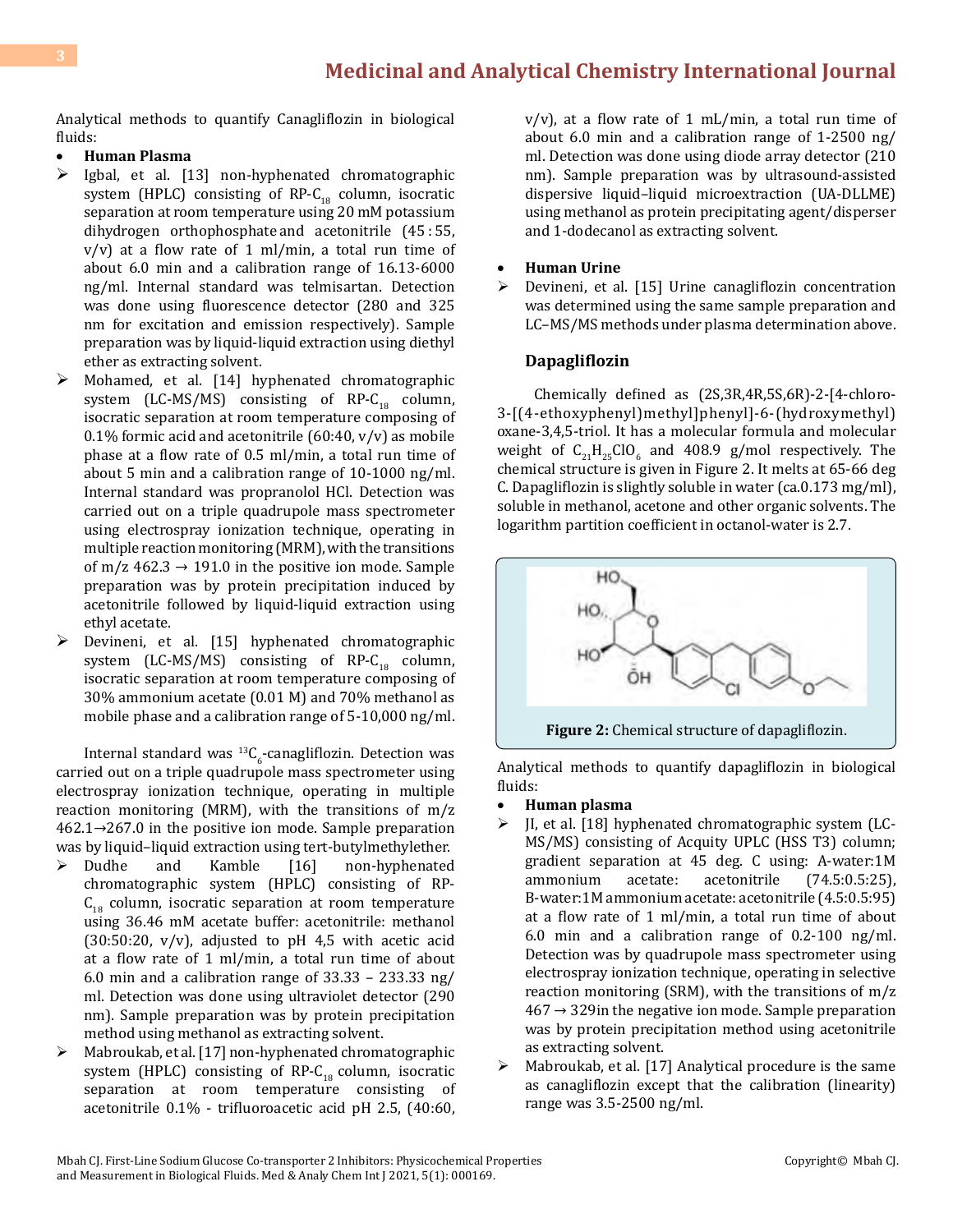Analytical methods to quantify Canagliflozin in biological fluids:

- **Human Plasma**
  - Igbal, et al. [13] non-hyphenated chromatographic system (HPLC) consisting of RP-$C_{18}$ column, isocratic separation at room temperature using 20 mM potassium dihydrogen orthophosphate and acetonitrile (45 : 55, v/v) at a flow rate of 1 ml/min, a total run time of about 6.0 min and a calibration range of 16.13-6000 ng/ml. Internal standard was telmisartan. Detection was done using fluorescence detector (280 and 325 nm for excitation and emission respectively). Sample preparation was by liquid-liquid extraction using diethyl ether as extracting solvent.
  - Mohamed, et al. [14] hyphenated chromatographic system (LC-MS/MS) consisting of RP-$C_{18}$ column, isocratic separation at room temperature composing of 0.1% formic acid and acetonitrile (60:40, v/v) as mobile phase at a flow rate of 0.5 ml/min, a total run time of about 5 min and a calibration range of 10-1000 ng/ml. Internal standard was propranolol HCl. Detection was carried out on a triple quadrupole mass spectrometer using electrospray ionization technique, operating in multiple reaction monitoring (MRM), with the transitions of m/z 462.3 → 191.0 in the positive ion mode. Sample preparation was by protein precipitation induced by acetonitrile followed by liquid-liquid extraction using ethyl acetate.
  - Devineni, et al. [15] hyphenated chromatographic system (LC-MS/MS) consisting of RP-$C_{18}$ column, isocratic separation at room temperature composing of 30% ammonium acetate (0.01 M) and 70% methanol as mobile phase and a calibration range of 5-10,000 ng/ml.

Internal standard was $^{13}C_6$-canagliflozin. Detection was carried out on a triple quadrupole mass spectrometer using electrospray ionization technique, operating in multiple reaction monitoring (MRM), with the transitions of m/z 462.1→267.0 in the positive ion mode. Sample preparation was by liquid–liquid extraction using tert-butylmethylether.

  - Dudhe and Kamble [16] non-hyphenated chromatographic system (HPLC) consisting of RP-$C_{18}$ column, isocratic separation at room temperature using 36.46 mM acetate buffer: acetonitrile: methanol (30:50:20, v/v), adjusted to pH 4,5 with acetic acid at a flow rate of 1 ml/min, a total run time of about 6.0 min and a calibration range of 33.33 – 233.33 ng/ml. Detection was done using ultraviolet detector (290 nm). Sample preparation was by protein precipitation method using methanol as extracting solvent.
  - Mabroukab, et al. [17] non-hyphenated chromatographic system (HPLC) consisting of RP-$C_{18}$ column, isocratic separation at room temperature consisting of acetonitrile 0.1% - trifluoroacetic acid pH 2.5, (40:60, v/v), at a flow rate of 1 mL/min, a total run time of about 6.0 min and a calibration range of 1-2500 ng/ml. Detection was done using diode array detector (210 nm). Sample preparation was by ultrasound-assisted dispersive liquid–liquid microextraction (UA-DLLME) using methanol as protein precipitating agent/disperser and 1-dodecanol as extracting solvent.

- **Human Urine**
  - Devineni, et al. [15] Urine canagliflozin concentration was determined using the same sample preparation and LC–MS/MS methods under plasma determination above.

### Dapagliflozin

Chemically defined as (2S,3R,4R,5S,6R)-2-[4-chloro-3-[(4-ethoxyphenyl)methyl]phenyl]-6-(hydroxymethyl) oxane-3,4,5-triol. It has a molecular formula and molecular weight of $C_{21}H_{25}ClO_6$ and 408.9 g/mol respectively. The chemical structure is given in Figure 2. It melts at 65-66 deg C. Dapagliflozin is slightly soluble in water (ca.0.173 mg/ml), soluble in methanol, acetone and other organic solvents. The logarithm partition coefficient in octanol-water is 2.7.

**Figure 2:** Chemical structure of dapagliflozin.

Analytical methods to quantify dapagliflozin in biological fluids:

- **Human plasma**
  - JI, et al. [18] hyphenated chromatographic system (LC-MS/MS) consisting of Acquity UPLC (HSS T3) column; gradient separation at 45 deg. C using: A-water:1M ammonium acetate: acetonitrile (74.5:0.5:25), B-water:1M ammonium acetate: acetonitrile (4.5:0.5:95) at a flow rate of 1 ml/min, a total run time of about 6.0 min and a calibration range of 0.2-100 ng/ml. Detection was by quadrupole mass spectrometer using electrospray ionization technique, operating in selective reaction monitoring (SRM), with the transitions of m/z 467 → 329in the negative ion mode. Sample preparation was by protein precipitation method using acetonitrile as extracting solvent.
  - Mabroukab, et al. [17] Analytical procedure is the same as canagliflozin except that the calibration (linearity) range was 3.5-2500 ng/ml.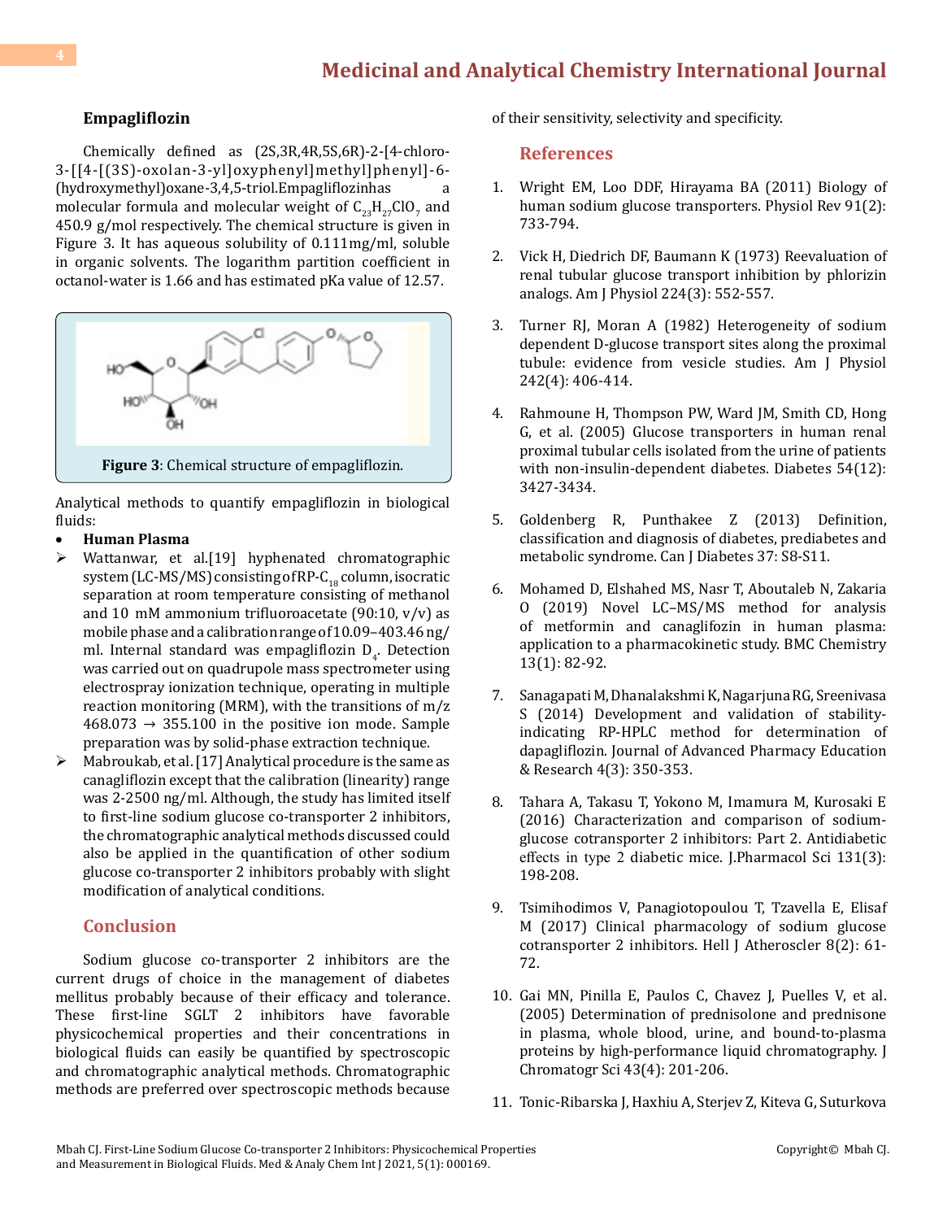### Empagliflozin

Chemically defined as (2S,3R,4R,5S,6R)-2-[4-chloro-3-[[4-[(3S)-oxolan-3-yl]oxyphenyl]methyl]phenyl]-6-(hydroxymethyl)oxane-3,4,5-triol.Empagliflozinhas a molecular formula and molecular weight of $C_{23}H_{27}ClO_7$ and 450.9 g/mol respectively. The chemical structure is given in Figure 3. It has aqueous solubility of 0.111mg/ml, soluble in organic solvents. The logarithm partition coefficient in octanol-water is 1.66 and has estimated pKa value of 12.57.

**Figure 3**: Chemical structure of empagliflozin.

Analytical methods to quantify empagliflozin in biological fluids:

- **Human Plasma**
  - Wattanwar, et al.[19] hyphenated chromatographic system (LC-MS/MS) consisting of RP-$C_{18}$ column, isocratic separation at room temperature consisting of methanol and 10 mM ammonium trifluoroacetate (90:10, v/v) as mobile phase and a calibration range of 10.09–403.46 ng/ml. Internal standard was empagliflozin $D_4$. Detection was carried out on quadrupole mass spectrometer using electrospray ionization technique, operating in multiple reaction monitoring (MRM), with the transitions of m/z 468.073 → 355.100 in the positive ion mode. Sample preparation was by solid-phase extraction technique.
  - Mabroukab, et al. [17] Analytical procedure is the same as canagliflozin except that the calibration (linearity) range was 2-2500 ng/ml. Although, the study has limited itself to first-line sodium glucose co-transporter 2 inhibitors, the chromatographic analytical methods discussed could also be applied in the quantification of other sodium glucose co-transporter 2 inhibitors probably with slight modification of analytical conditions.

## Conclusion

Sodium glucose co-transporter 2 inhibitors are the current drugs of choice in the management of diabetes mellitus probably because of their efficacy and tolerance. These first-line SGLT 2 inhibitors have favorable physicochemical properties and their concentrations in biological fluids can easily be quantified by spectroscopic and chromatographic analytical methods. Chromatographic methods are preferred over spectroscopic methods because of their sensitivity, selectivity and specificity.

## References

1. Wright EM, Loo DDF, Hirayama BA (2011) Biology of human sodium glucose transporters. Physiol Rev 91(2): 733-794.
2. Vick H, Diedrich DF, Baumann K (1973) Reevaluation of renal tubular glucose transport inhibition by phlorizin analogs. Am J Physiol 224(3): 552-557.
3. Turner RJ, Moran A (1982) Heterogeneity of sodium dependent D-glucose transport sites along the proximal tubule: evidence from vesicle studies. Am J Physiol 242(4): 406-414.
4. Rahmoune H, Thompson PW, Ward JM, Smith CD, Hong G, et al. (2005) Glucose transporters in human renal proximal tubular cells isolated from the urine of patients with non-insulin-dependent diabetes. Diabetes 54(12): 3427-3434.
5. Goldenberg R, Punthakee Z (2013) Definition, classification and diagnosis of diabetes, prediabetes and metabolic syndrome. Can J Diabetes 37: S8-S11.
6. Mohamed D, Elshahed MS, Nasr T, Aboutaleb N, Zakaria O (2019) Novel LC–MS/MS method for analysis of metformin and canaglifozin in human plasma: application to a pharmacokinetic study. BMC Chemistry 13(1): 82-92.
7. Sanagapati M, Dhanalakshmi K, Nagarjuna RG, Sreenivasa S (2014) Development and validation of stability-indicating RP-HPLC method for determination of dapagliflozin. Journal of Advanced Pharmacy Education & Research 4(3): 350-353.
8. Tahara A, Takasu T, Yokono M, Imamura M, Kurosaki E (2016) Characterization and comparison of sodium-glucose cotransporter 2 inhibitors: Part 2. Antidiabetic effects in type 2 diabetic mice. J.Pharmacol Sci 131(3): 198-208.
9. Tsimihodimos V, Panagiotopoulou T, Tzavella E, Elisaf M (2017) Clinical pharmacology of sodium glucose cotransporter 2 inhibitors. Hell J Atheroscler 8(2): 61-72.
10. Gai MN, Pinilla E, Paulos C, Chavez J, Puelles V, et al. (2005) Determination of prednisolone and prednisone in plasma, whole blood, urine, and bound-to-plasma proteins by high-performance liquid chromatography. J Chromatogr Sci 43(4): 201-206.
11. Tonic-Ribarska J, Haxhiu A, Sterjev Z, Kiteva G, Suturkova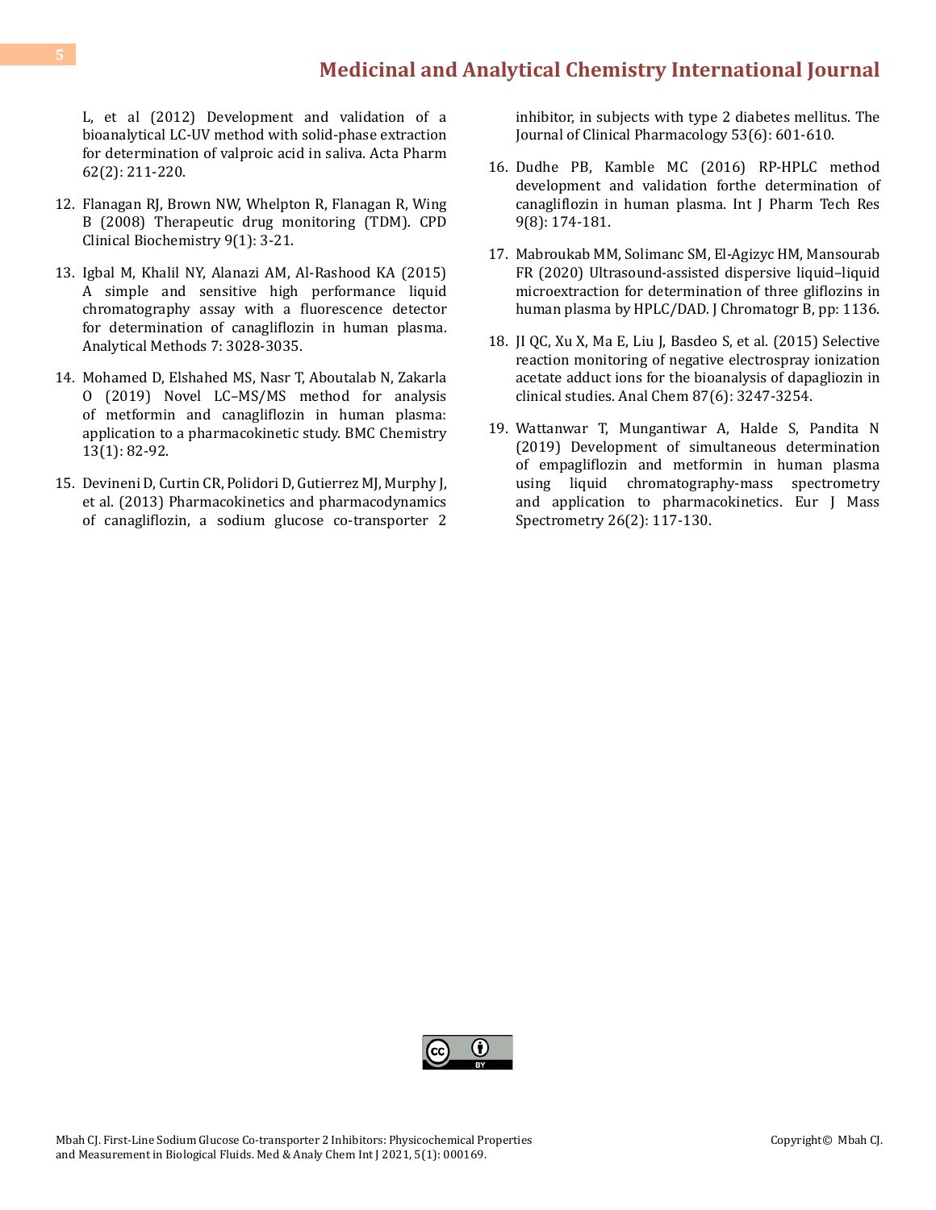L, et al (2012) Development and validation of a bioanalytical LC-UV method with solid-phase extraction for determination of valproic acid in saliva. Acta Pharm 62(2): 211-220.

12. Flanagan RJ, Brown NW, Whelpton R, Flanagan R, Wing B (2008) Therapeutic drug monitoring (TDM). CPD Clinical Biochemistry 9(1): 3-21.
13. Igbal M, Khalil NY, Alanazi AM, Al-Rashood KA (2015) A simple and sensitive high performance liquid chromatography assay with a fluorescence detector for determination of canagliflozin in human plasma. Analytical Methods 7: 3028-3035.
14. Mohamed D, Elshahed MS, Nasr T, Aboutalab N, Zakarla O (2019) Novel LC–MS/MS method for analysis of metformin and canagliflozin in human plasma: application to a pharmacokinetic study. BMC Chemistry 13(1): 82-92.
15. Devineni D, Curtin CR, Polidori D, Gutierrez MJ, Murphy J, et al. (2013) Pharmacokinetics and pharmacodynamics of canagliflozin, a sodium glucose co-transporter 2 inhibitor, in subjects with type 2 diabetes mellitus. The Journal of Clinical Pharmacology 53(6): 601-610.
16. Dudhe PB, Kamble MC (2016) RP-HPLC method development and validation forthe determination of canagliflozin in human plasma. Int J Pharm Tech Res 9(8): 174-181.
17. Mabroukab MM, Solimanc SM, El-Agizyc HM, Mansourab FR (2020) Ultrasound-assisted dispersive liquid–liquid microextraction for determination of three gliflozins in human plasma by HPLC/DAD. J Chromatogr B, pp: 1136.
18. JI QC, Xu X, Ma E, Liu J, Basdeo S, et al. (2015) Selective reaction monitoring of negative electrospray ionization acetate adduct ions for the bioanalysis of dapagliozin in clinical studies. Anal Chem 87(6): 3247-3254.
19. Wattanwar T, Mungantiwar A, Halde S, Pandita N (2019) Development of simultaneous determination of empagliflozin and metformin in human plasma using liquid chromatography-mass spectrometry and application to pharmacokinetics. Eur J Mass Spectrometry 26(2): 117-130.